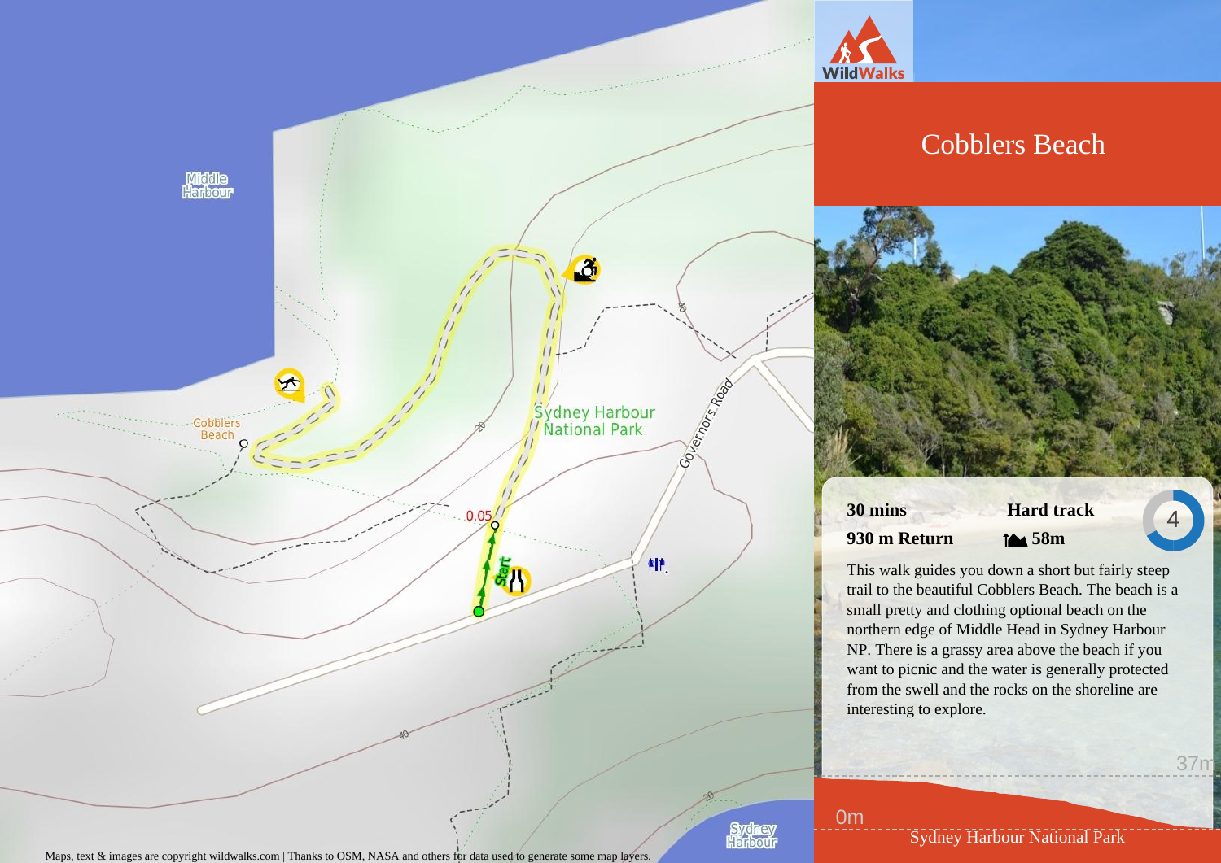# Cobblers Beach

**30 mins** **Hard track**

**930 m Return** **58m**

4

This walk guides you down a short but fairly steep trail to the beautiful Cobblers Beach. The beach is a small pretty and clothing optional beach on the northern edge of Middle Head in Sydney Harbour NP. There is a grassy area above the beach if you want to picnic and the water is generally protected from the swell and the rocks on the shoreline are interesting to explore.

37m

0m

Sydney Harbour National Park

Maps, text & images are copyright wildwalks.com | Thanks to OSM, NASA and others for data used to generate some map layers.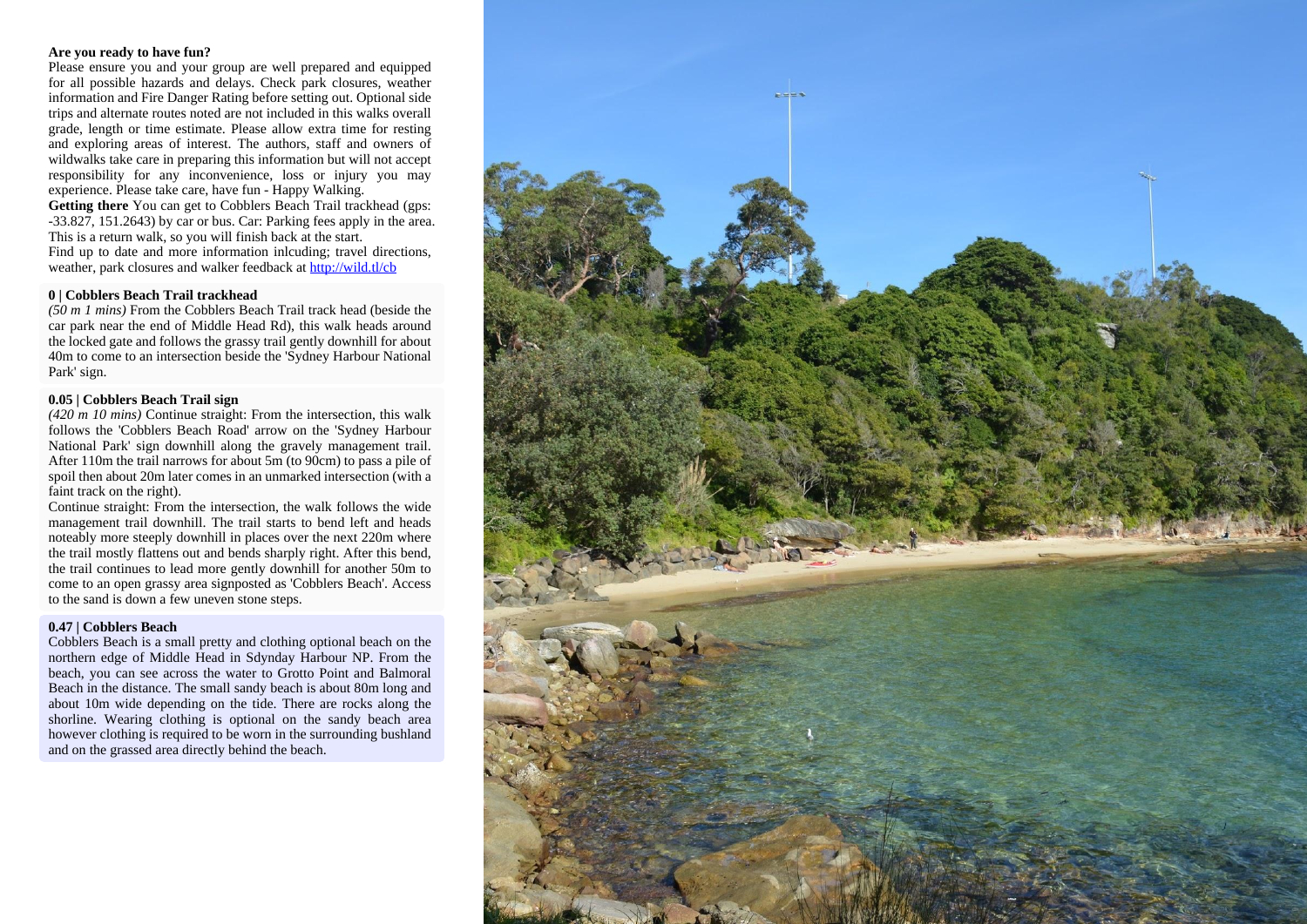**Are you ready to have fun?**
Please ensure you and your group are well prepared and equipped for all possible hazards and delays. Check park closures, weather information and Fire Danger Rating before setting out. Optional side trips and alternate routes noted are not included in this walks overall grade, length or time estimate. Please allow extra time for resting and exploring areas of interest. The authors, staff and owners of wildwalks take care in preparing this information but will not accept responsibility for any inconvenience, loss or injury you may experience. Please take care, have fun - Happy Walking.

**Getting there** You can get to Cobblers Beach Trail trackhead (gps: -33.827, 151.2643) by car or bus. Car: Parking fees apply in the area. This is a return walk, so you will finish back at the start.

Find up to date and more information inlcuding; travel directions, weather, park closures and walker feedback at [http://wild.tl/cb](http://wild.tl/cb)

### 0 | Cobblers Beach Trail trackhead

*(50 m 1 mins)* From the Cobblers Beach Trail track head (beside the car park near the end of Middle Head Rd), this walk heads around the locked gate and follows the grassy trail gently downhill for about 40m to come to an intersection beside the 'Sydney Harbour National Park' sign.

### 0.05 | Cobblers Beach Trail sign

*(420 m 10 mins)* Continue straight: From the intersection, this walk follows the 'Cobblers Beach Road' arrow on the 'Sydney Harbour National Park' sign downhill along the gravely management trail. After 110m the trail narrows for about 5m (to 90cm) to pass a pile of spoil then about 20m later comes in an unmarked intersection (with a faint track on the right).

Continue straight: From the intersection, the walk follows the wide management trail downhill. The trail starts to bend left and heads noteably more steeply downhill in places over the next 220m where the trail mostly flattens out and bends sharply right. After this bend, the trail continues to lead more gently downhill for another 50m to come to an open grassy area signposted as 'Cobblers Beach'. Access to the sand is down a few uneven stone steps.

### 0.47 | Cobblers Beach

Cobblers Beach is a small pretty and clothing optional beach on the northern edge of Middle Head in Sdynday Harbour NP. From the beach, you can see across the water to Grotto Point and Balmoral Beach in the distance. The small sandy beach is about 80m long and about 10m wide depending on the tide. There are rocks along the shoreline. Wearing clothing is optional on the sandy beach area however clothing is required to be worn in the surrounding bushland and on the grassed area directly behind the beach.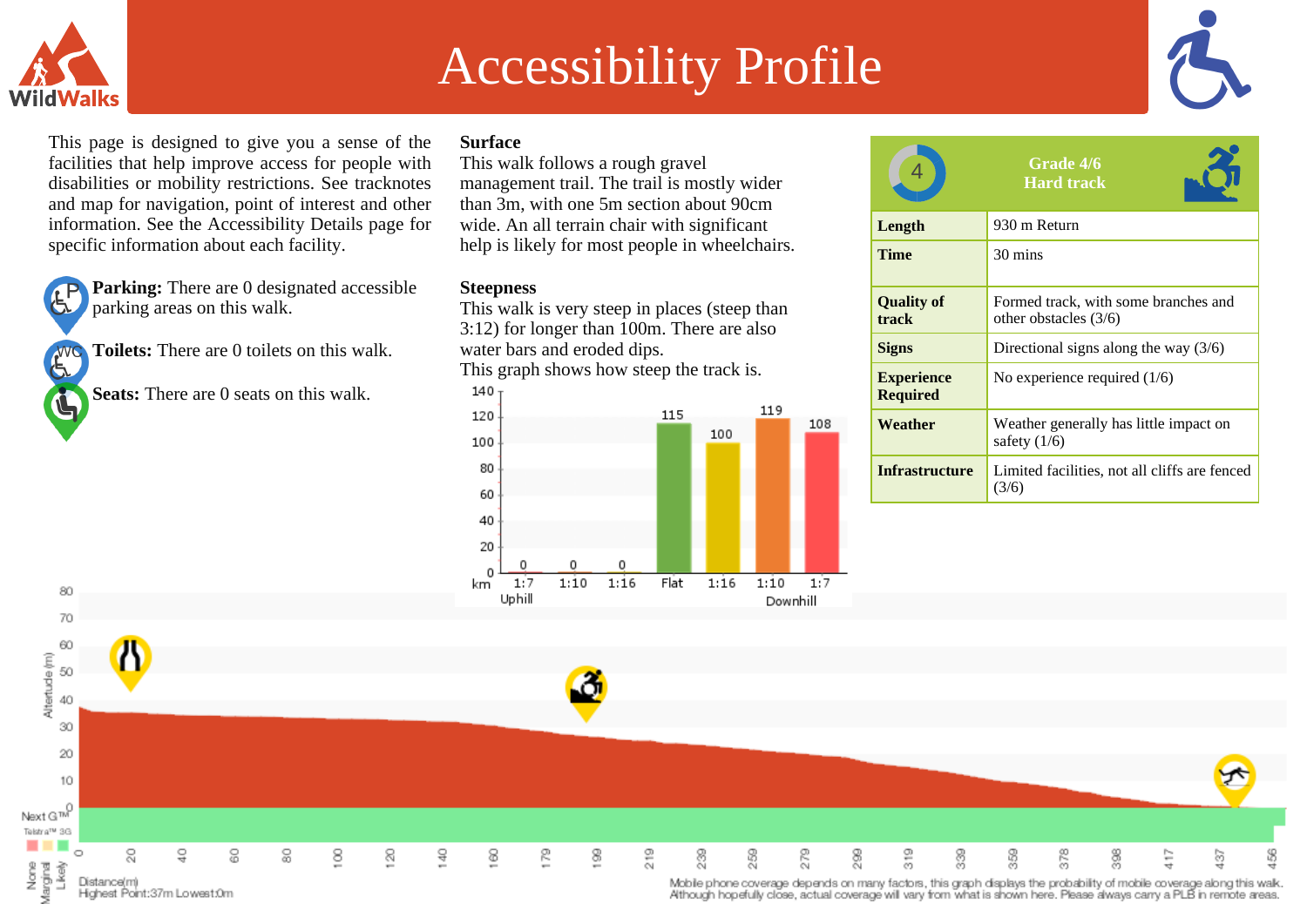# Accessibility Profile

This page is designed to give you a sense of the facilities that help improve access for people with disabilities or mobility restrictions. See tracknotes and map for navigation, point of interest and other information. See the Accessibility Details page for specific information about each facility.

**Parking:** There are 0 designated accessible parking areas on this walk.

**Toilets:** There are 0 toilets on this walk.

**Seats:** There are 0 seats on this walk.

**Surface**

This walk follows a rough gravel management trail. The trail is mostly wider than 3m, with one 5m section about 90cm wide. An all terrain chair with significant help is likely for most people in wheelchairs.

**Steepness**

This walk is very steep in places (steep than 3:12) for longer than 100m. There are also water bars and eroded dips.

This graph shows how steep the track is.

| | Uphill 1:7 | Uphill 1:10 | Uphill 1:16 | Flat | Downhill 1:16 | Downhill 1:10 | Downhill 1:7 |
|---|---|---|---|---|---|---|---|
| km | 0 | 0 | 0 | 115 | 100 | 119 | 108 |

| Grade 4/6 Hard track | |
|---|---|
| **Length** | 930 m Return |
| **Time** | 30 mins |
| **Quality of track** | Formed track, with some branches and other obstacles (3/6) |
| **Signs** | Directional signs along the way (3/6) |
| **Experience Required** | No experience required (1/6) |
| **Weather** | Weather generally has little impact on safety (1/6) |
| **Infrastructure** | Limited facilities, not all cliffs are fenced (3/6) |

Distance(m)
Highest Point:37m Lowest:0m

Mobile phone coverage depends on many factors, this graph displays the probability of mobile coverage along this walk. Although hopefully close, actual coverage will vary from what is shown here. Please always carry a PLB in remote areas.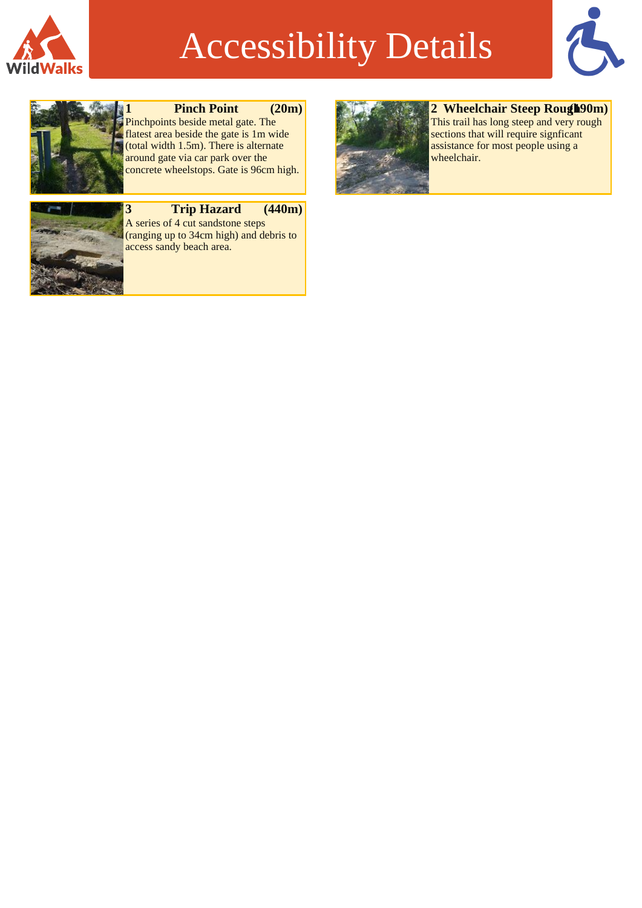# Accessibility Details

### 1 Pinch Point (20m)

Pinchpoints beside metal gate. The flatest area beside the gate is 1m wide (total width 1.5m). There is alternate around gate via car park over the concrete wheelstops. Gate is 96cm high.

### 2 Wheelchair Steep Rough (190m)

This trail has long steep and very rough sections that will require signficant assistance for most people using a wheelchair.

### 3 Trip Hazard (440m)

A series of 4 cut sandstone steps (ranging up to 34cm high) and debris to access sandy beach area.